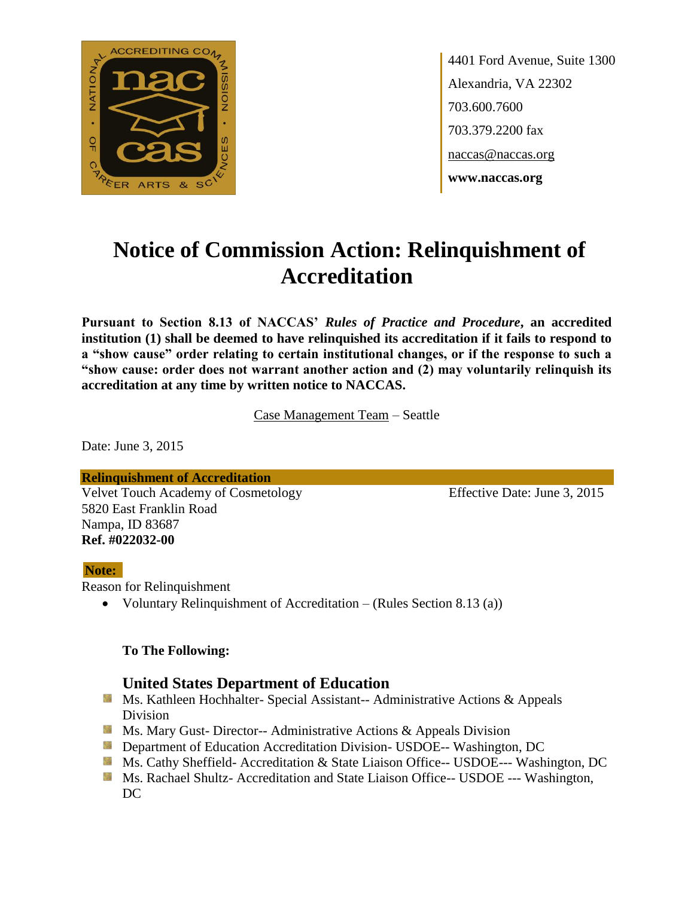4401 Ford Avenue, Suite 1300
Alexandria, VA 22302
703.600.7600
703.379.2200 fax
naccas@naccas.org
**www.naccas.org**

# Notice of Commission Action: Relinquishment of Accreditation

**Pursuant to Section 8.13 of NACCAS' *Rules of Practice and Procedure*, an accredited institution (1) shall be deemed to have relinquished its accreditation if it fails to respond to a "show cause" order relating to certain institutional changes, or if the response to such a "show cause: order does not warrant another action and (2) may voluntarily relinquish its accreditation at any time by written notice to NACCAS.**

Case Management Team – Seattle

Date: June 3, 2015

**Relinquishment of Accreditation**

Velvet Touch Academy of Cosmetology
5820 East Franklin Road
Nampa, ID 83687
**Ref. #022032-00**

Effective Date: June 3, 2015

**Note:**

Reason for Relinquishment

- Voluntary Relinquishment of Accreditation – (Rules Section 8.13 (a))

**To The Following:**

### United States Department of Education

- Ms. Kathleen Hochhalter- Special Assistant-- Administrative Actions & Appeals Division
- Ms. Mary Gust- Director-- Administrative Actions & Appeals Division
- Department of Education Accreditation Division- USDOE-- Washington, DC
- Ms. Cathy Sheffield- Accreditation & State Liaison Office-- USDOE--- Washington, DC
- Ms. Rachael Shultz- Accreditation and State Liaison Office-- USDOE --- Washington, DC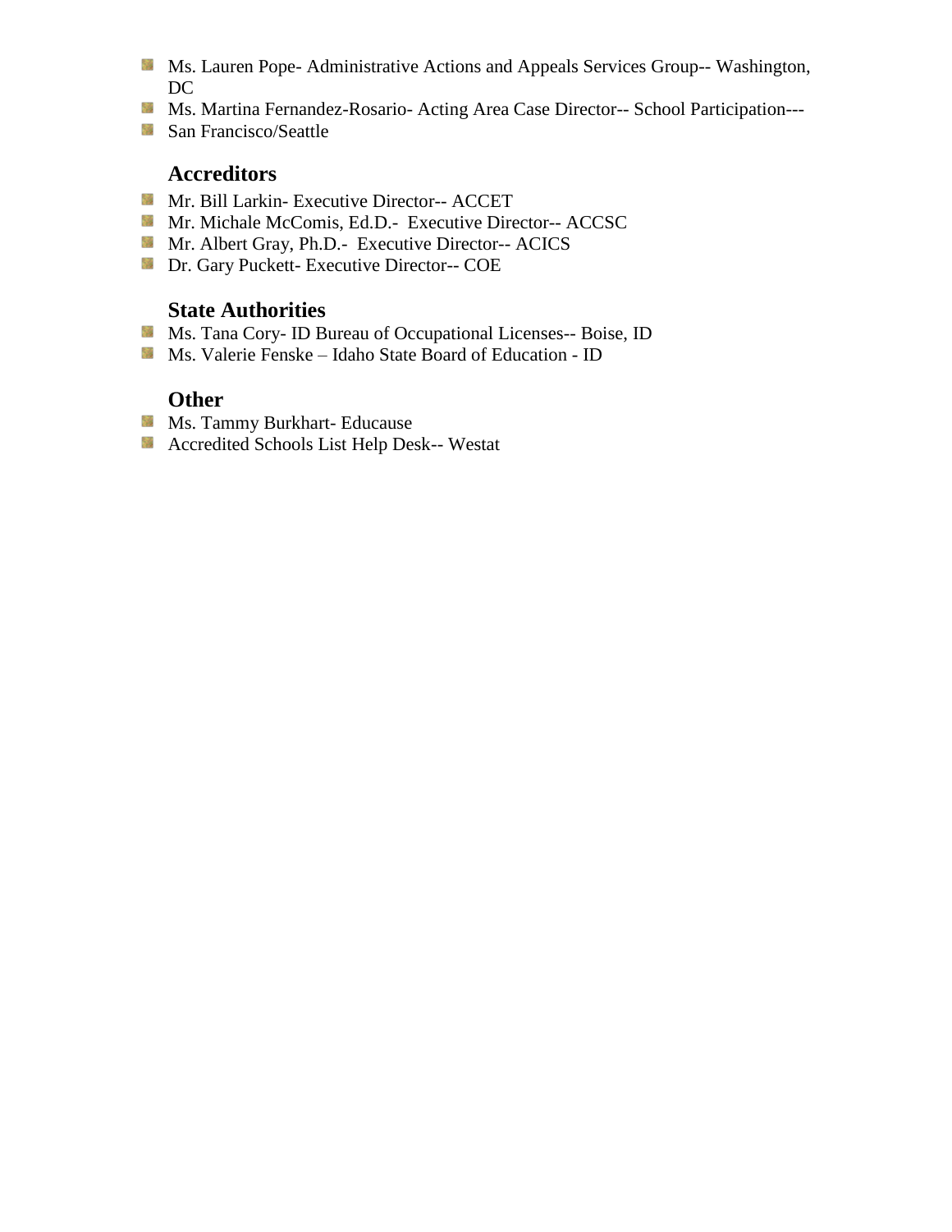- Ms. Lauren Pope- Administrative Actions and Appeals Services Group-- Washington, DC
- Ms. Martina Fernandez-Rosario- Acting Area Case Director-- School Participation---
- San Francisco/Seattle

### Accreditors

- Mr. Bill Larkin- Executive Director-- ACCET
- Mr. Michale McComis, Ed.D.- Executive Director-- ACCSC
- Mr. Albert Gray, Ph.D.- Executive Director-- ACICS
- Dr. Gary Puckett- Executive Director-- COE

### State Authorities

- Ms. Tana Cory- ID Bureau of Occupational Licenses-- Boise, ID
- Ms. Valerie Fenske – Idaho State Board of Education - ID

### Other

- Ms. Tammy Burkhart- Educause
- Accredited Schools List Help Desk-- Westat